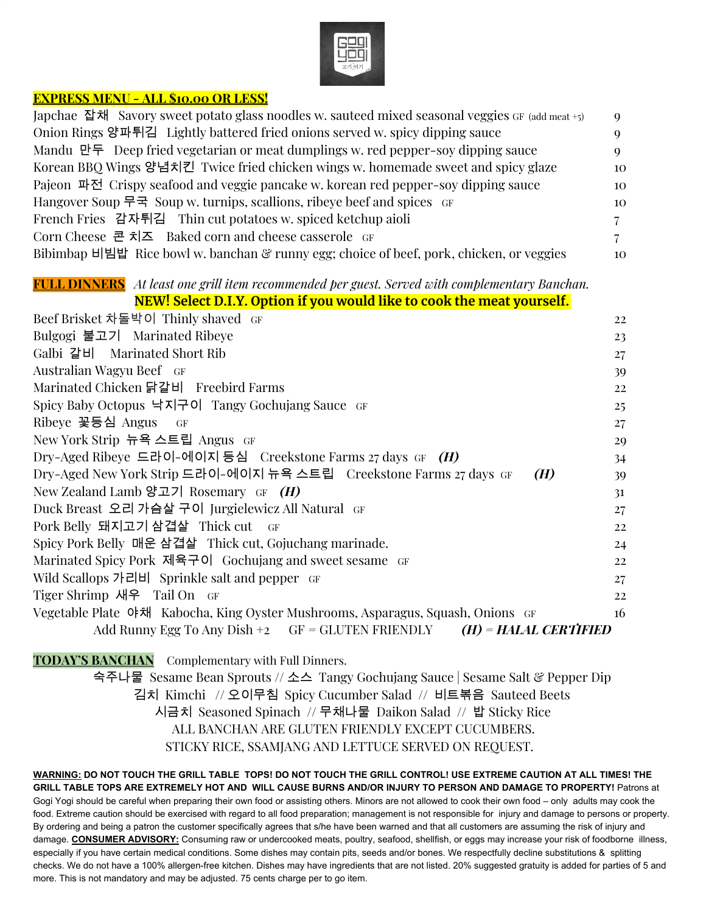## EXPRESS MENU - ALL $10.00 OR LESS!

| Item | Description | Price |
|---|---|---|
| Japchae 잡채 | Savory sweet potato glass noodles w. sauteed mixed seasonal veggies GF (add meat +5) | 9 |
| Onion Rings 양파튀김 | Lightly battered fried onions served w. spicy dipping sauce | 9 |
| Mandu 만두 | Deep fried vegetarian or meat dumplings w. red pepper-soy dipping sauce | 9 |
| Korean BBQ Wings 양념치킨 | Twice fried chicken wings w. homemade sweet and spicy glaze | 10 |
| Pajeon 파전 | Crispy seafood and veggie pancake w. korean red pepper-soy dipping sauce | 10 |
| Hangover Soup 무국 | Soup w. turnips, scallions, ribeye beef and spices GF | 10 |
| French Fries 감자튀김 | Thin cut potatoes w. spiced ketchup aioli | 7 |
| Corn Cheese 콘 치즈 | Baked corn and cheese casserole GF | 7 |
| Bibimbap 비빔밥 | Rice bowl w. banchan & runny egg; choice of beef, pork, chicken, or veggies | 10 |

## FULL DINNERS

*At least one grill item recommended per guest. Served with complementary Banchan.*

**NEW! Select D.I.Y. Option if you would like to cook the meat yourself.**

| Item | Description | Price |
|---|---|---|
| Beef Brisket 차돌박이 | Thinly shaved GF | 22 |
| Bulgogi 불고기 | Marinated Ribeye | 23 |
| Galbi 갈비 | Marinated Short Rib | 27 |
| Australian Wagyu Beef | GF | 39 |
| Marinated Chicken 닭갈비 | Freebird Farms | 22 |
| Spicy Baby Octopus 낙지구이 | Tangy Gochujang Sauce GF | 25 |
| Ribeye 꽃등심 | Angus GF | 27 |
| New York Strip 뉴욕 스트립 | Angus GF | 29 |
| Dry-Aged Ribeye 드라이-에이지 등심 | Creekstone Farms 27 days GF ***(H)*** | 34 |
| Dry-Aged New York Strip 드라이-에이지 뉴욕 스트립 | Creekstone Farms 27 days GF ***(H)*** | 39 |
| New Zealand Lamb 양고기 | Rosemary GF ***(H)*** | 31 |
| Duck Breast 오리 가슴살 구이 | Jurgielewicz All Natural GF | 27 |
| Pork Belly 돼지고기 삼겹살 | Thick cut GF | 22 |
| Spicy Pork Belly 매운 삼겹살 | Thick cut, Gojuchang marinade. | 24 |
| Marinated Spicy Pork 제육구이 | Gochujang and sweet sesame GF | 22 |
| Wild Scallops 가리비 | Sprinkle salt and pepper GF | 27 |
| Tiger Shrimp 새우 | Tail On GF | 22 |
| Vegetable Plate 야채 | Kabocha, King Oyster Mushrooms, Asparagus, Squash, Onions GF | 16 |

Add Runny Egg To Any Dish +2 GF = GLUTEN FRIENDLY ***(H) = HALAL CERTIFIED***

## TODAY'S BANCHAN

Complementary with Full Dinners.

숙주나물 Sesame Bean Sprouts // 소스 Tangy Gochujang Sauce | Sesame Salt & Pepper Dip
김치 Kimchi // 오이무침 Spicy Cucumber Salad // 비트볶음 Sauteed Beets
시금치 Seasoned Spinach // 무채나물 Daikon Salad // 밥 Sticky Rice

ALL BANCHAN ARE GLUTEN FRIENDLY EXCEPT CUCUMBERS.
STICKY RICE, SSAMJANG AND LETTUCE SERVED ON REQUEST.

**WARNING: DO NOT TOUCH THE GRILL TABLE TOPS! DO NOT TOUCH THE GRILL CONTROL! USE EXTREME CAUTION AT ALL TIMES! THE GRILL TABLE TOPS ARE EXTREMELY HOT AND WILL CAUSE BURNS AND/OR INJURY TO PERSON AND DAMAGE TO PROPERTY!** Patrons at Gogi Yogi should be careful when preparing their own food or assisting others. Minors are not allowed to cook their own food – only adults may cook the food. Extreme caution should be exercised with regard to all food preparation; management is not responsible for injury and damage to persons or property. By ordering and being a patron the customer specifically agrees that s/he have been warned and that all customers are assuming the risk of injury and damage. **CONSUMER ADVISORY:** Consuming raw or undercooked meats, poultry, seafood, shellfish, or eggs may increase your risk of foodborne illness, especially if you have certain medical conditions. Some dishes may contain pits, seeds and/or bones. We respectfully decline substitutions & splitting checks. We do not have a 100% allergen-free kitchen. Dishes may have ingredients that are not listed. 20% suggested gratuity is added for parties of 5 and more. This is not mandatory and may be adjusted. 75 cents charge per to go item.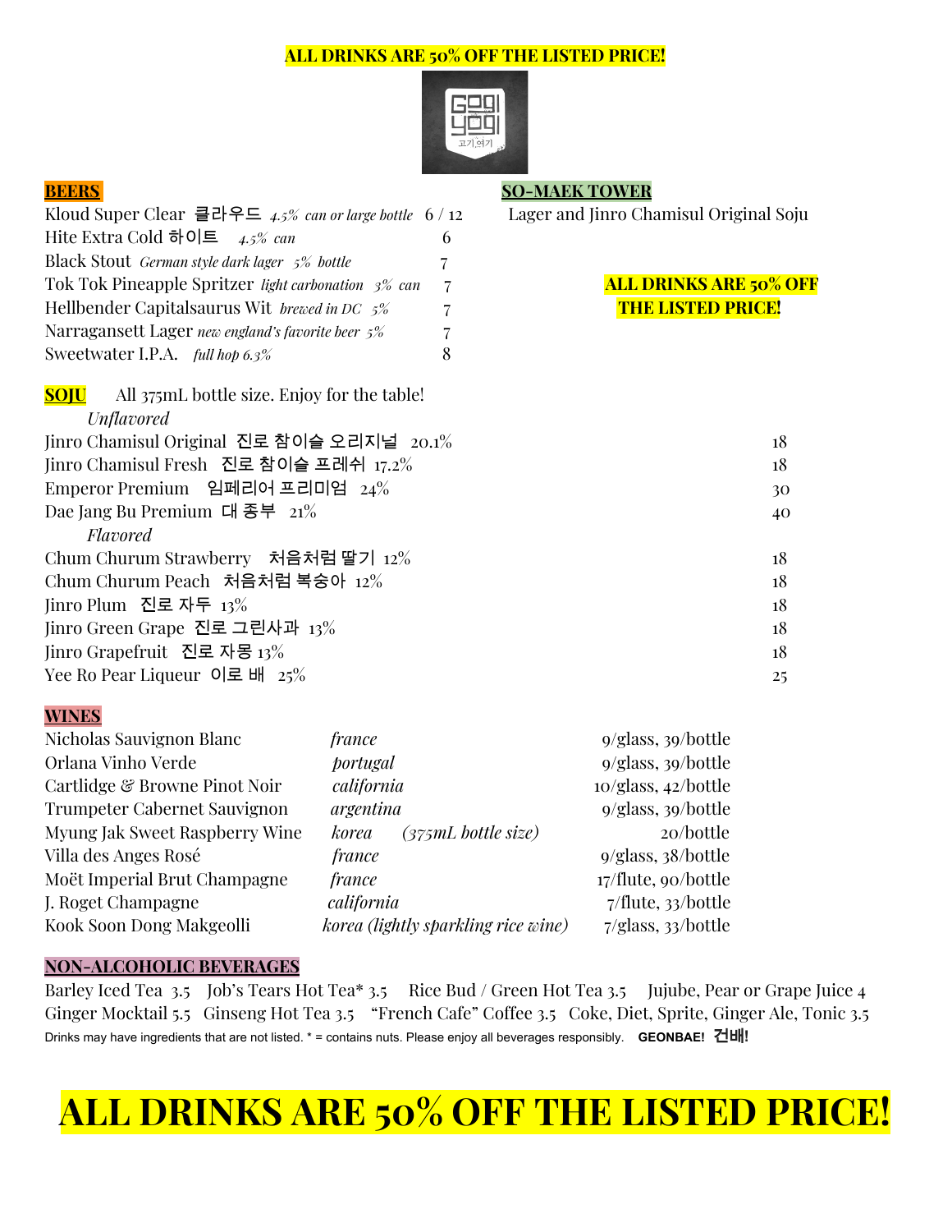**ALL DRINKS ARE 50% OFF THE LISTED PRICE!**

## BEERS

| | |
|---|---|
| Kloud Super Clear 클라우드 *4.5% can or large bottle* | 6 / 12 |
| Hite Extra Cold 하이트 *4.5% can* | 6 |
| Black Stout *German style dark lager 5% bottle* | 7 |
| Tok Tok Pineapple Spritzer *light carbonation 3% can* | 7 |
| Hellbender Capitalsaurus Wit *brewed in DC 5%* | 7 |
| Narragansett Lager *new england's favorite beer 5%* | 7 |
| Sweetwater I.P.A. *full hop 6.3%* | 8 |

## SO-MAEK TOWER

Lager and Jinro Chamisul Original Soju

**ALL DRINKS ARE 50% OFF THE LISTED PRICE!**

## SOJU

All 375mL bottle size. Enjoy for the table!

| | |
|---|---|
| *Unflavored* | |
| Jinro Chamisul Original 진로 참이슬 오리지널 20.1% | 18 |
| Jinro Chamisul Fresh 진로 참이슬 프레쉬 17.2% | 18 |
| Emperor Premium 임페리어 프리미엄 24% | 30 |
| Dae Jang Bu Premium 대 종부 21% | 40 |
| *Flavored* | |
| Chum Churum Strawberry 처음처럼 딸기 12% | 18 |
| Chum Churum Peach 처음처럼 복숭아 12% | 18 |
| Jinro Plum 진로 자두 13% | 18 |
| Jinro Green Grape 진로 그린사과 13% | 18 |
| Jinro Grapefruit 진로 자몽 13% | 18 |
| Yee Ro Pear Liqueur 이로 배 25% | 25 |

## WINES

| | | |
|---|---|---|
| Nicholas Sauvignon Blanc | *france* | 9/glass, 39/bottle |
| Orlana Vinho Verde | *portugal* | 9/glass, 39/bottle |
| Cartlidge & Browne Pinot Noir | *california* | 10/glass, 42/bottle |
| Trumpeter Cabernet Sauvignon | *argentina* | 9/glass, 39/bottle |
| Myung Jak Sweet Raspberry Wine | *korea (375mL bottle size)* | 20/bottle |
| Villa des Anges Rosé | *france* | 9/glass, 38/bottle |
| Moët Imperial Brut Champagne | *france* | 17/flute, 90/bottle |
| J. Roget Champagne | *california* | 7/flute, 33/bottle |
| Kook Soon Dong Makgeolli | *korea (lightly sparkling rice wine)* | 7/glass, 33/bottle |

## NON-ALCOHOLIC BEVERAGES

Barley Iced Tea 3.5 Job's Tears Hot Tea* 3.5 Rice Bud / Green Hot Tea 3.5 Jujube, Pear or Grape Juice 4
Ginger Mocktail 5.5 Ginseng Hot Tea 3.5 "French Cafe" Coffee 3.5 Coke, Diet, Sprite, Ginger Ale, Tonic 3.5

Drinks may have ingredients that are not listed. * = contains nuts. Please enjoy all beverages responsibly. **GEONBAE! 건배!**

# ALL DRINKS ARE 50% OFF THE LISTED PRICE!